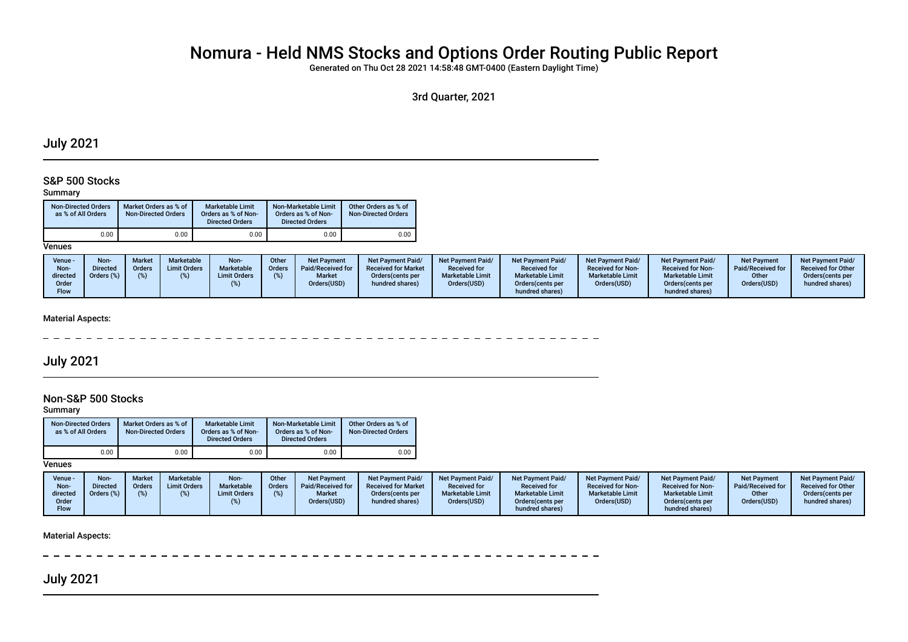# Nomura - Held NMS Stocks and Options Order Routing Public Report

Generated on Thu Oct 28 2021 14:58:48 GMT-0400 (Eastern Daylight Time)

3rd Quarter, 2021

## July 2021

### S&P 500 Stocks

Summary

| Non-Directed Orders as % of All Orders | Market Orders as % of Non-Directed Orders | Marketable Limit Orders as % of Non-Directed Orders | Non-Marketable Limit Orders as % of Non-Directed Orders | Other Orders as % of Non-Directed Orders |
|---|---|---|---|---|
| 0.00 | 0.00 | 0.00 | 0.00 | 0.00 |

Venues

| Venue - Non-directed Order Flow | Non-Directed Orders (%) | Market Orders (%) | Marketable Limit Orders (%) | Non-Marketable Limit Orders (%) | Other Orders (%) | Net Payment Paid/Received for Market Orders(USD) | Net Payment Paid/Received for Market Orders(cents per hundred shares) | Net Payment Paid/Received for Marketable Limit Orders(USD) | Net Payment Paid/Received for Marketable Limit Orders(cents per hundred shares) | Net Payment Paid/Received for Non-Marketable Limit Orders(USD) | Net Payment Paid/Received for Non-Marketable Limit Orders(cents per hundred shares) | Net Payment Paid/Received for Other Orders(USD) | Net Payment Paid/Received for Other Orders(cents per hundred shares) |
|---|---|---|---|---|---|---|---|---|---|---|---|---|---|

Material Aspects:

## July 2021

### Non-S&P 500 Stocks

Summary

| Non-Directed Orders as % of All Orders | Market Orders as % of Non-Directed Orders | Marketable Limit Orders as % of Non-Directed Orders | Non-Marketable Limit Orders as % of Non-Directed Orders | Other Orders as % of Non-Directed Orders |
|---|---|---|---|---|
| 0.00 | 0.00 | 0.00 | 0.00 | 0.00 |

Venues

| Venue - Non-directed Order Flow | Non-Directed Orders (%) | Market Orders (%) | Marketable Limit Orders (%) | Non-Marketable Limit Orders (%) | Other Orders (%) | Net Payment Paid/Received for Market Orders(USD) | Net Payment Paid/Received for Market Orders(cents per hundred shares) | Net Payment Paid/Received for Marketable Limit Orders(USD) | Net Payment Paid/Received for Marketable Limit Orders(cents per hundred shares) | Net Payment Paid/Received for Non-Marketable Limit Orders(USD) | Net Payment Paid/Received for Non-Marketable Limit Orders(cents per hundred shares) | Net Payment Paid/Received for Other Orders(USD) | Net Payment Paid/Received for Other Orders(cents per hundred shares) |
|---|---|---|---|---|---|---|---|---|---|---|---|---|---|

Material Aspects:

## July 2021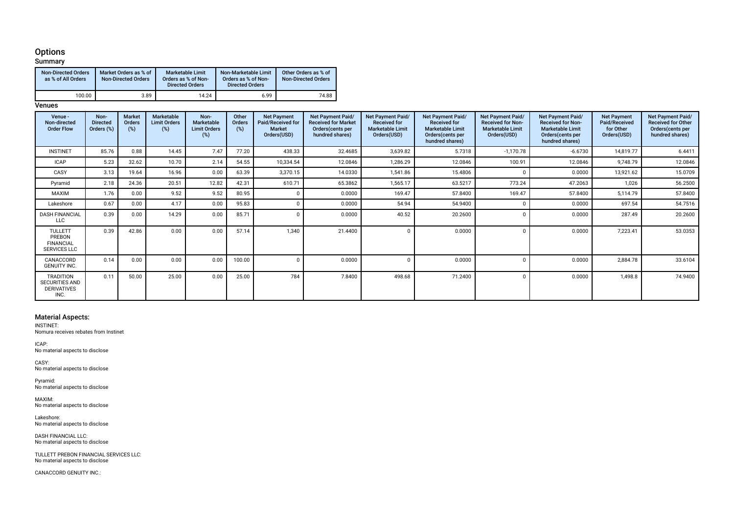# Options

## Summary

| Non-Directed Orders as % of All Orders | Market Orders as % of Non-Directed Orders | Marketable Limit Orders as % of Non-Directed Orders | Non-Marketable Limit Orders as % of Non-Directed Orders | Other Orders as % of Non-Directed Orders |
|---|---|---|---|---|
| 100.00 | 3.89 | 14.24 | 6.99 | 74.88 |

## Venues

| Venue - Non-directed Order Flow | Non-Directed Orders (%) | Market Orders (%) | Marketable Limit Orders (%) | Non-Marketable Limit Orders (%) | Other Orders (%) | Net Payment Paid/Received for Market Orders(USD) | Net Payment Paid/Received for Market Orders(cents per hundred shares) | Net Payment Paid/Received for Marketable Limit Orders(USD) | Net Payment Paid/Received for Marketable Limit Orders(cents per hundred shares) | Net Payment Paid/Received for Non-Marketable Limit Orders(USD) | Net Payment Paid/Received for Non-Marketable Limit Orders(cents per hundred shares) | Net Payment Paid/Received for Other Orders(USD) | Net Payment Paid/Received for Other Orders(cents per hundred shares) |
|---|---|---|---|---|---|---|---|---|---|---|---|---|---|
| INSTINET | 85.76 | 0.88 | 14.45 | 7.47 | 77.20 | 438.33 | 32.4685 | 3,639.82 | 5.7318 | -1,170.78 | -6.6730 | 14,819.77 | 6.4411 |
| ICAP | 5.23 | 32.62 | 10.70 | 2.14 | 54.55 | 10,334.54 | 12.0846 | 1,286.29 | 12.0846 | 100.91 | 12.0846 | 9,748.79 | 12.0846 |
| CASY | 3.13 | 19.64 | 16.96 | 0.00 | 63.39 | 3,370.15 | 14.0330 | 1,541.86 | 15.4806 | 0 | 0.0000 | 13,921.62 | 15.0709 |
| Pyramid | 2.18 | 24.36 | 20.51 | 12.82 | 42.31 | 610.71 | 65.3862 | 1,565.17 | 63.5217 | 773.24 | 47.2063 | 1,026 | 56.2500 |
| MAXIM | 1.76 | 0.00 | 9.52 | 9.52 | 80.95 | 0 | 0.0000 | 169.47 | 57.8400 | 169.47 | 57.8400 | 5,114.79 | 57.8400 |
| Lakeshore | 0.67 | 0.00 | 4.17 | 0.00 | 95.83 | 0 | 0.0000 | 54.94 | 54.9400 | 0 | 0.0000 | 697.54 | 54.7516 |
| DASH FINANCIAL LLC | 0.39 | 0.00 | 14.29 | 0.00 | 85.71 | 0 | 0.0000 | 40.52 | 20.2600 | 0 | 0.0000 | 287.49 | 20.2600 |
| TULLETT PREBON FINANCIAL SERVICES LLC | 0.39 | 42.86 | 0.00 | 0.00 | 57.14 | 1,340 | 21.4400 | 0 | 0.0000 | 0 | 0.0000 | 7,223.41 | 53.0353 |
| CANACCORD GENUITY INC. | 0.14 | 0.00 | 0.00 | 0.00 | 100.00 | 0 | 0.0000 | 0 | 0.0000 | 0 | 0.0000 | 2,884.78 | 33.6104 |
| TRADITION SECURITIES AND DERIVATIVES INC. | 0.11 | 50.00 | 25.00 | 0.00 | 25.00 | 784 | 7.8400 | 498.68 | 71.2400 | 0 | 0.0000 | 1,498.8 | 74.9400 |

## Material Aspects:

INSTINET:
Nomura receives rebates from Instinet

ICAP:
No material aspects to disclose

CASY:
No material aspects to disclose

Pyramid:
No material aspects to disclose

MAXIM:
No material aspects to disclose

Lakeshore:
No material aspects to disclose

DASH FINANCIAL LLC:
No material aspects to disclose

TULLETT PREBON FINANCIAL SERVICES LLC:
No material aspects to disclose

CANACCORD GENUITY INC.: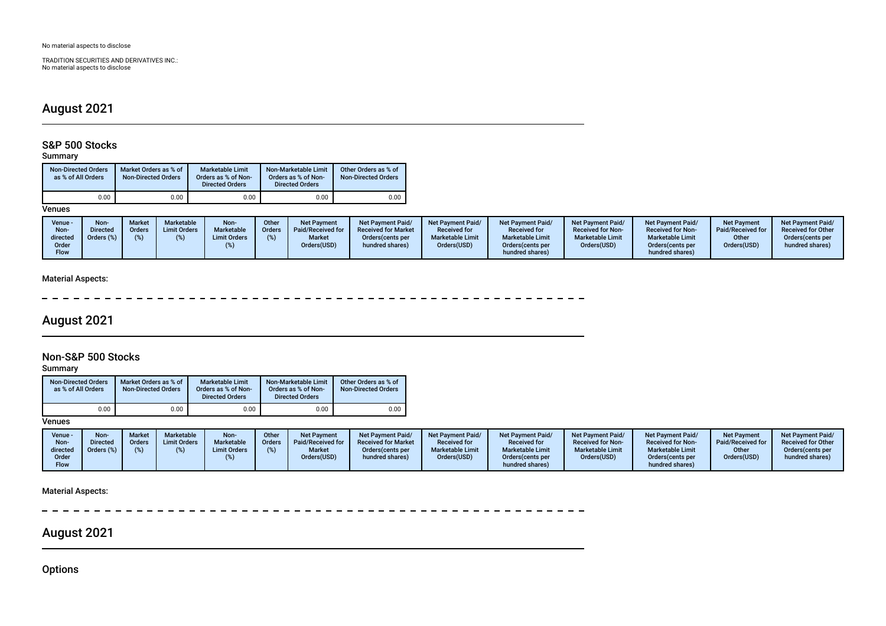No material aspects to disclose

TRADITION SECURITIES AND DERIVATIVES INC.:
No material aspects to disclose

## August 2021

### S&P 500 Stocks

Summary

| Non-Directed Orders as % of All Orders | Market Orders as % of Non-Directed Orders | Marketable Limit Orders as % of Non-Directed Orders | Non-Marketable Limit Orders as % of Non-Directed Orders | Other Orders as % of Non-Directed Orders |
|---|---|---|---|---|
| 0.00 | 0.00 | 0.00 | 0.00 | 0.00 |

Venues

| Venue - Non-directed Order Flow | Non-Directed Orders (%) | Market Orders (%) | Marketable Limit Orders (%) | Non-Marketable Limit Orders (%) | Other Orders (%) | Net Payment Paid/Received for Market Orders(USD) | Net Payment Paid/ Received for Market Orders(cents per hundred shares) | Net Payment Paid/ Received for Marketable Limit Orders(USD) | Net Payment Paid/ Received for Marketable Limit Orders(cents per hundred shares) | Net Payment Paid/ Received for Non-Marketable Limit Orders(USD) | Net Payment Paid/ Received for Non-Marketable Limit Orders(cents per hundred shares) | Net Payment Paid/Received for Other Orders(USD) | Net Payment Paid/ Received for Other Orders(cents per hundred shares) |
|---|---|---|---|---|---|---|---|---|---|---|---|---|---|

Material Aspects:

## August 2021

### Non-S&P 500 Stocks

Summary

| Non-Directed Orders as % of All Orders | Market Orders as % of Non-Directed Orders | Marketable Limit Orders as % of Non-Directed Orders | Non-Marketable Limit Orders as % of Non-Directed Orders | Other Orders as % of Non-Directed Orders |
|---|---|---|---|---|
| 0.00 | 0.00 | 0.00 | 0.00 | 0.00 |

Venues

| Venue - Non-directed Order Flow | Non-Directed Orders (%) | Market Orders (%) | Marketable Limit Orders (%) | Non-Marketable Limit Orders (%) | Other Orders (%) | Net Payment Paid/Received for Market Orders(USD) | Net Payment Paid/ Received for Market Orders(cents per hundred shares) | Net Payment Paid/ Received for Marketable Limit Orders(USD) | Net Payment Paid/ Received for Marketable Limit Orders(cents per hundred shares) | Net Payment Paid/ Received for Non-Marketable Limit Orders(USD) | Net Payment Paid/ Received for Non-Marketable Limit Orders(cents per hundred shares) | Net Payment Paid/Received for Other Orders(USD) | Net Payment Paid/ Received for Other Orders(cents per hundred shares) |
|---|---|---|---|---|---|---|---|---|---|---|---|---|---|

Material Aspects:

## August 2021

### Options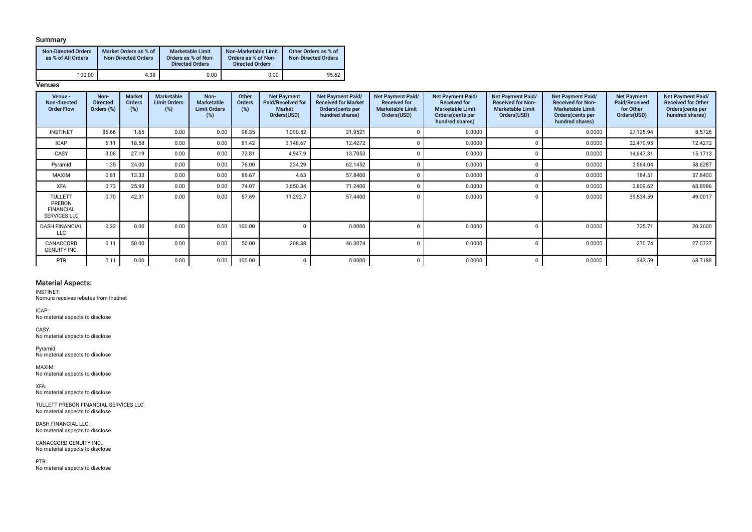### Summary

| Non-Directed Orders as % of All Orders | Market Orders as % of Non-Directed Orders | Marketable Limit Orders as % of Non-Directed Orders | Non-Marketable Limit Orders as % of Non-Directed Orders | Other Orders as % of Non-Directed Orders |
|---|---|---|---|---|
| 100.00 | 4.38 | 0.00 | 0.00 | 95.62 |

### Venues

| Venue - Non-directed Order Flow | Non-Directed Orders (%) | Market Orders (%) | Marketable Limit Orders (%) | Non-Marketable Limit Orders (%) | Other Orders (%) | Net Payment Paid/Received for Market Orders(USD) | Net Payment Paid/ Received for Market Orders(cents per hundred shares) | Net Payment Paid/ Received for Marketable Limit Orders(USD) | Net Payment Paid/ Received for Marketable Limit Orders(cents per hundred shares) | Net Payment Paid/ Received for Non-Marketable Limit Orders(USD) | Net Payment Paid/ Received for Non-Marketable Limit Orders(cents per hundred shares) | Net Payment Paid/Received for Other Orders(USD) | Net Payment Paid/ Received for Other Orders(cents per hundred shares) |
|---|---|---|---|---|---|---|---|---|---|---|---|---|---|
| INSTINET | 86.66 | 1.65 | 0.00 | 0.00 | 98.35 | 1,090.52 | 31.9521 | 0 | 0.0000 | 0 | 0.0000 | 27,125.94 | 8.5726 |
| ICAP | 6.11 | 18.58 | 0.00 | 0.00 | 81.42 | 3,148.67 | 12.4272 | 0 | 0.0000 | 0 | 0.0000 | 22,470.95 | 12.4272 |
| CASY | 3.08 | 27.19 | 0.00 | 0.00 | 72.81 | 4,947.9 | 13.7053 | 0 | 0.0000 | 0 | 0.0000 | 14,647.31 | 15.1713 |
| Pyramid | 1.35 | 24.00 | 0.00 | 0.00 | 76.00 | 234.29 | 62.1452 | 0 | 0.0000 | 0 | 0.0000 | 3,564.04 | 58.6287 |
| MAXIM | 0.81 | 13.33 | 0.00 | 0.00 | 86.67 | 4.63 | 57.8400 | 0 | 0.0000 | 0 | 0.0000 | 184.51 | 57.8400 |
| XFA | 0.73 | 25.93 | 0.00 | 0.00 | 74.07 | 3,650.34 | 71.2400 | 0 | 0.0000 | 0 | 0.0000 | 2,809.62 | 63.8986 |
| TULLETT PREBON FINANCIAL SERVICES LLC | 0.70 | 42.31 | 0.00 | 0.00 | 57.69 | 11,292.7 | 57.4400 | 0 | 0.0000 | 0 | 0.0000 | 39,534.59 | 49.0017 |
| DASH FINANCIAL LLC | 0.22 | 0.00 | 0.00 | 0.00 | 100.00 | 0 | 0.0000 | 0 | 0.0000 | 0 | 0.0000 | 725.71 | 20.2600 |
| CANACCORD GENUITY INC. | 0.11 | 50.00 | 0.00 | 0.00 | 50.00 | 208.38 | 46.3074 | 0 | 0.0000 | 0 | 0.0000 | 270.74 | 27.0737 |
| PTR | 0.11 | 0.00 | 0.00 | 0.00 | 100.00 | 0 | 0.0000 | 0 | 0.0000 | 0 | 0.0000 | 343.59 | 68.7188 |

### Material Aspects:

INSTINET:
Nomura receives rebates from Instinet

ICAP:
No material aspects to disclose

CASY:
No material aspects to disclose

Pyramid:
No material aspects to disclose

MAXIM:
No material aspects to disclose

XFA:
No material aspects to disclose

TULLETT PREBON FINANCIAL SERVICES LLC:
No material aspects to disclose

DASH FINANCIAL LLC:
No material aspects to disclose

CANACCORD GENUITY INC.:
No material aspects to disclose

PTR:
No material aspects to disclose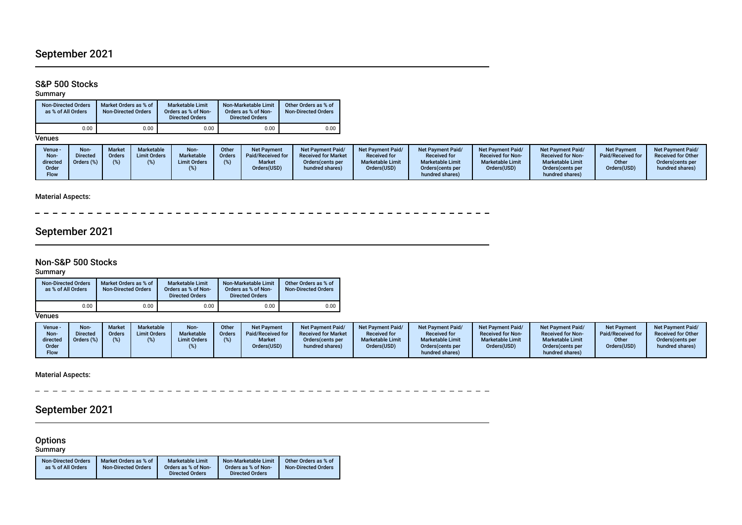## September 2021

### S&P 500 Stocks

Summary

| Non-Directed Orders as % of All Orders | Market Orders as % of Non-Directed Orders | Marketable Limit Orders as % of Non-Directed Orders | Non-Marketable Limit Orders as % of Non-Directed Orders | Other Orders as % of Non-Directed Orders |
|---|---|---|---|---|
| 0.00 | 0.00 | 0.00 | 0.00 | 0.00 |

Venues

| Venue - Non-directed Order Flow | Non-Directed Orders (%) | Market Orders (%) | Marketable Limit Orders (%) | Non-Marketable Limit Orders (%) | Other Orders (%) | Net Payment Paid/Received for Market Orders(USD) | Net Payment Paid/ Received for Market Orders(cents per hundred shares) | Net Payment Paid/ Received for Marketable Limit Orders(USD) | Net Payment Paid/ Received for Marketable Limit Orders(cents per hundred shares) | Net Payment Paid/ Received for Non-Marketable Limit Orders(USD) | Net Payment Paid/ Received for Non-Marketable Limit Orders(cents per hundred shares) | Net Payment Paid/Received for Other Orders(USD) | Net Payment Paid/ Received for Other Orders(cents per hundred shares) |
|---|---|---|---|---|---|---|---|---|---|---|---|---|---|

Material Aspects:

## September 2021

### Non-S&P 500 Stocks

Summary

| Non-Directed Orders as % of All Orders | Market Orders as % of Non-Directed Orders | Marketable Limit Orders as % of Non-Directed Orders | Non-Marketable Limit Orders as % of Non-Directed Orders | Other Orders as % of Non-Directed Orders |
|---|---|---|---|---|
| 0.00 | 0.00 | 0.00 | 0.00 | 0.00 |

Venues

| Venue - Non-directed Order Flow | Non-Directed Orders (%) | Market Orders (%) | Marketable Limit Orders (%) | Non-Marketable Limit Orders (%) | Other Orders (%) | Net Payment Paid/Received for Market Orders(USD) | Net Payment Paid/ Received for Market Orders(cents per hundred shares) | Net Payment Paid/ Received for Marketable Limit Orders(USD) | Net Payment Paid/ Received for Marketable Limit Orders(cents per hundred shares) | Net Payment Paid/ Received for Non-Marketable Limit Orders(USD) | Net Payment Paid/ Received for Non-Marketable Limit Orders(cents per hundred shares) | Net Payment Paid/Received for Other Orders(USD) | Net Payment Paid/ Received for Other Orders(cents per hundred shares) |
|---|---|---|---|---|---|---|---|---|---|---|---|---|---|

Material Aspects:

## September 2021

### Options

Summary

| Non-Directed Orders as % of All Orders | Market Orders as % of Non-Directed Orders | Marketable Limit Orders as % of Non-Directed Orders | Non-Marketable Limit Orders as % of Non-Directed Orders | Other Orders as % of Non-Directed Orders |
|---|---|---|---|---|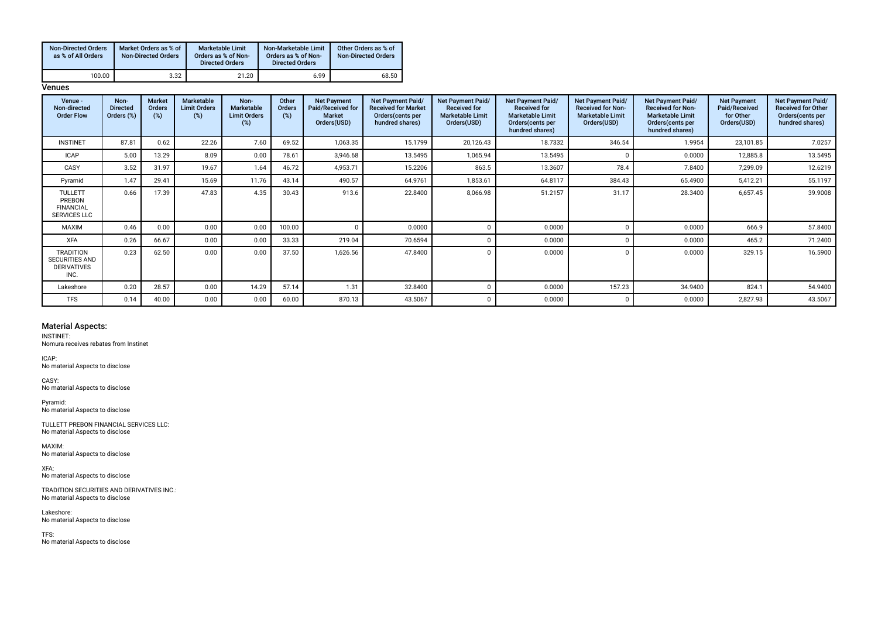| Non-Directed Orders as % of All Orders | Market Orders as % of Non-Directed Orders | Marketable Limit Orders as % of Non-Directed Orders | Non-Marketable Limit Orders as % of Non-Directed Orders | Other Orders as % of Non-Directed Orders |
|---|---|---|---|---|
| 100.00 | 3.32 | 21.20 | 6.99 | 68.50 |

**Venues**

| Venue - Non-directed Order Flow | Non-Directed Orders (%) | Market Orders (%) | Marketable Limit Orders (%) | Non-Marketable Limit Orders (%) | Other Orders (%) | Net Payment Paid/Received for Market Orders(USD) | Net Payment Paid/ Received for Market Orders(cents per hundred shares) | Net Payment Paid/ Received for Marketable Limit Orders(USD) | Net Payment Paid/ Received for Marketable Limit Orders(cents per hundred shares) | Net Payment Paid/ Received for Non-Marketable Limit Orders(USD) | Net Payment Paid/ Received for Non-Marketable Limit Orders(cents per hundred shares) | Net Payment Paid/Received for Other Orders(USD) | Net Payment Paid/ Received for Other Orders(cents per hundred shares) |
|---|---|---|---|---|---|---|---|---|---|---|---|---|---|
| INSTINET | 87.81 | 0.62 | 22.26 | 7.60 | 69.52 | 1,063.35 | 15.1799 | 20,126.43 | 18.7332 | 346.54 | 1.9954 | 23,101.85 | 7.0257 |
| ICAP | 5.00 | 13.29 | 8.09 | 0.00 | 78.61 | 3,946.68 | 13.5495 | 1,065.94 | 13.5495 | 0 | 0.0000 | 12,885.8 | 13.5495 |
| CASY | 3.52 | 31.97 | 19.67 | 1.64 | 46.72 | 4,953.71 | 15.2206 | 863.5 | 13.3607 | 78.4 | 7.8400 | 7,299.09 | 12.6219 |
| Pyramid | 1.47 | 29.41 | 15.69 | 11.76 | 43.14 | 490.57 | 64.9761 | 1,853.61 | 64.8117 | 384.43 | 65.4900 | 5,412.21 | 55.1197 |
| TULLETT PREBON FINANCIAL SERVICES LLC | 0.66 | 17.39 | 47.83 | 4.35 | 30.43 | 913.6 | 22.8400 | 8,066.98 | 51.2157 | 31.17 | 28.3400 | 6,657.45 | 39.9008 |
| MAXIM | 0.46 | 0.00 | 0.00 | 0.00 | 100.00 | 0 | 0.0000 | 0 | 0.0000 | 0 | 0.0000 | 666.9 | 57.8400 |
| XFA | 0.26 | 66.67 | 0.00 | 0.00 | 33.33 | 219.04 | 70.6594 | 0 | 0.0000 | 0 | 0.0000 | 465.2 | 71.2400 |
| TRADITION SECURITIES AND DERIVATIVES INC. | 0.23 | 62.50 | 0.00 | 0.00 | 37.50 | 1,626.56 | 47.8400 | 0 | 0.0000 | 0 | 0.0000 | 329.15 | 16.5900 |
| Lakeshore | 0.20 | 28.57 | 0.00 | 14.29 | 57.14 | 1.31 | 32.8400 | 0 | 0.0000 | 157.23 | 34.9400 | 824.1 | 54.9400 |
| TFS | 0.14 | 40.00 | 0.00 | 0.00 | 60.00 | 870.13 | 43.5067 | 0 | 0.0000 | 0 | 0.0000 | 2,827.93 | 43.5067 |

## Material Aspects:

INSTINET:
Nomura receives rebates from Instinet

ICAP:
No material Aspects to disclose

CASY:
No material Aspects to disclose

Pyramid:
No material Aspects to disclose

TULLETT PREBON FINANCIAL SERVICES LLC:
No material Aspects to disclose

MAXIM:
No material Aspects to disclose

XFA:
No material Aspects to disclose

TRADITION SECURITIES AND DERIVATIVES INC.:
No material Aspects to disclose

Lakeshore:
No material Aspects to disclose

TFS:
No material Aspects to disclose